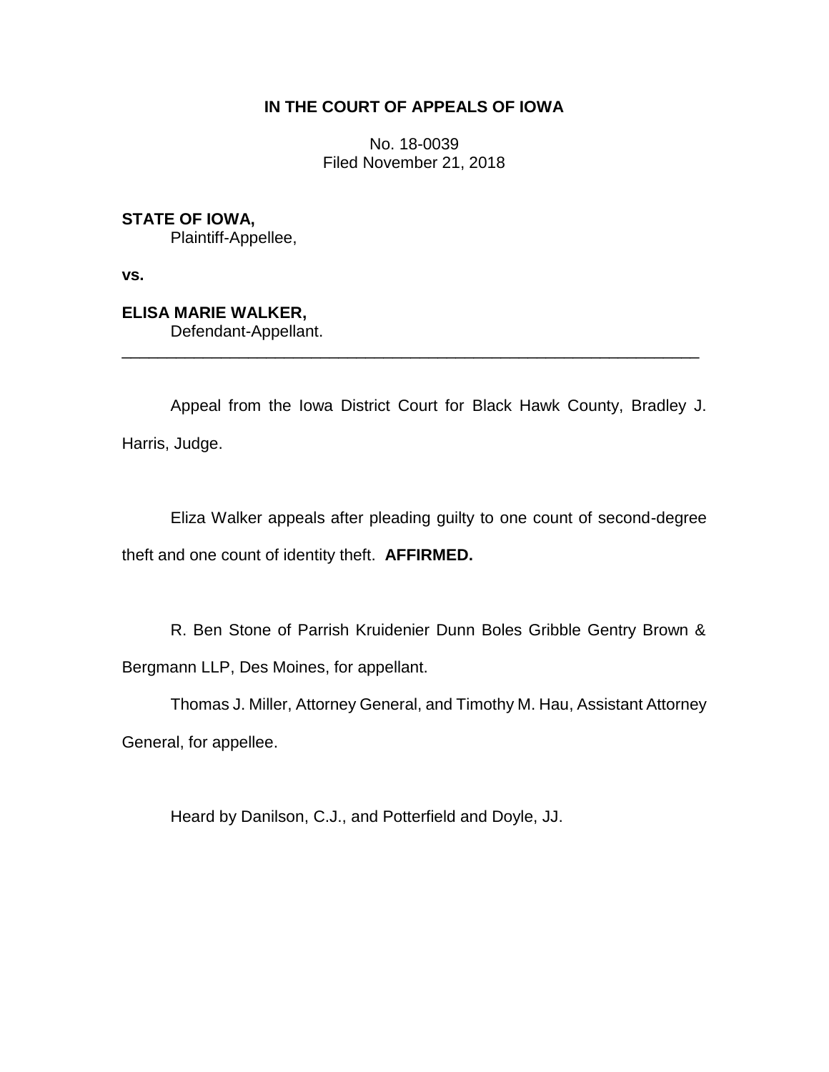**IN THE COURT OF APPEALS OF IOWA**

No. 18-0039
Filed November 21, 2018

**STATE OF IOWA,**
Plaintiff-Appellee,

**vs.**

**ELISA MARIE WALKER,**
Defendant-Appellant.

---

Appeal from the Iowa District Court for Black Hawk County, Bradley J. Harris, Judge.

Eliza Walker appeals after pleading guilty to one count of second-degree theft and one count of identity theft. **AFFIRMED.**

R. Ben Stone of Parrish Kruidenier Dunn Boles Gribble Gentry Brown & Bergmann LLP, Des Moines, for appellant.

Thomas J. Miller, Attorney General, and Timothy M. Hau, Assistant Attorney General, for appellee.

Heard by Danilson, C.J., and Potterfield and Doyle, JJ.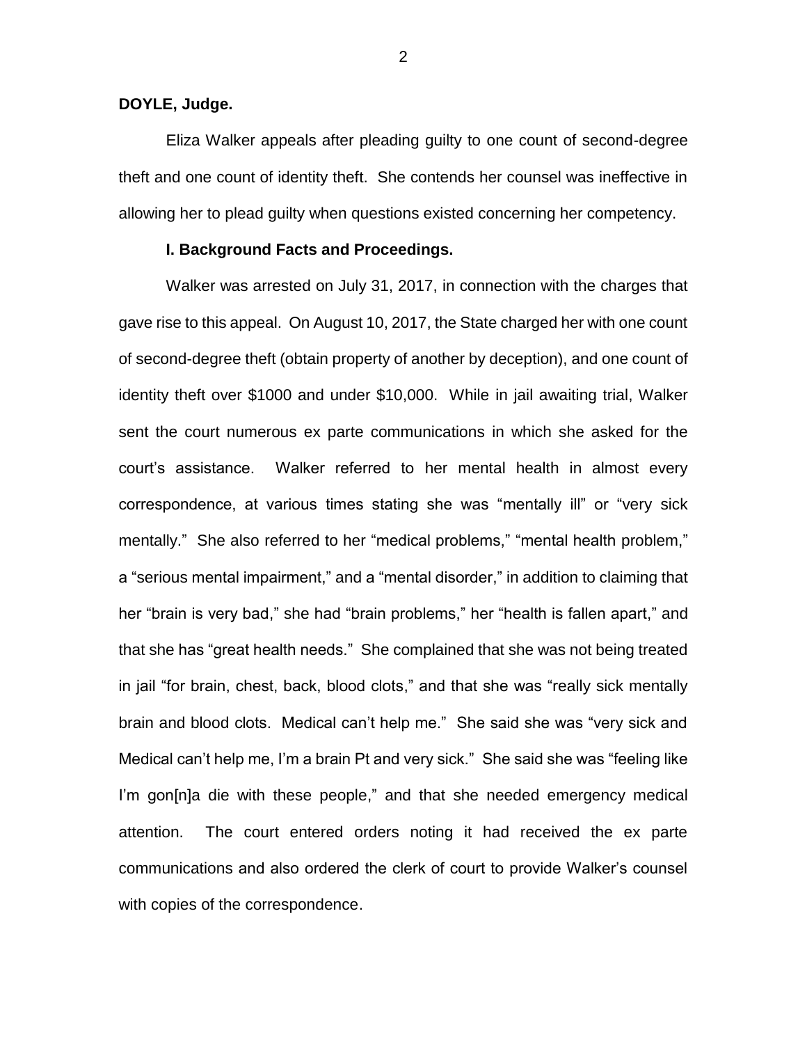**DOYLE, Judge.**

Eliza Walker appeals after pleading guilty to one count of second-degree theft and one count of identity theft. She contends her counsel was ineffective in allowing her to plead guilty when questions existed concerning her competency.

**I. Background Facts and Proceedings.**

Walker was arrested on July 31, 2017, in connection with the charges that gave rise to this appeal. On August 10, 2017, the State charged her with one count of second-degree theft (obtain property of another by deception), and one count of identity theft over $1000 and under $10,000. While in jail awaiting trial, Walker sent the court numerous ex parte communications in which she asked for the court's assistance. Walker referred to her mental health in almost every correspondence, at various times stating she was "mentally ill" or "very sick mentally." She also referred to her "medical problems," "mental health problem," a "serious mental impairment," and a "mental disorder," in addition to claiming that her "brain is very bad," she had "brain problems," her "health is fallen apart," and that she has "great health needs." She complained that she was not being treated in jail "for brain, chest, back, blood clots," and that she was "really sick mentally brain and blood clots. Medical can't help me." She said she was "very sick and Medical can't help me, I'm a brain Pt and very sick." She said she was "feeling like I'm gon[n]a die with these people," and that she needed emergency medical attention. The court entered orders noting it had received the ex parte communications and also ordered the clerk of court to provide Walker's counsel with copies of the correspondence.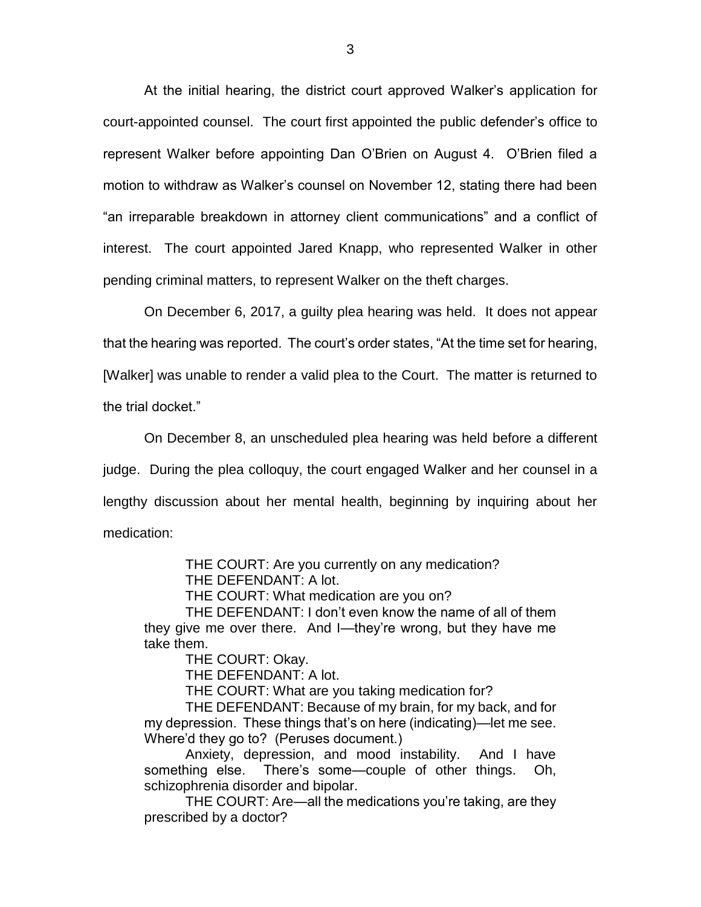At the initial hearing, the district court approved Walker's application for court-appointed counsel. The court first appointed the public defender's office to represent Walker before appointing Dan O'Brien on August 4. O'Brien filed a motion to withdraw as Walker's counsel on November 12, stating there had been "an irreparable breakdown in attorney client communications" and a conflict of interest. The court appointed Jared Knapp, who represented Walker in other pending criminal matters, to represent Walker on the theft charges.

On December 6, 2017, a guilty plea hearing was held. It does not appear that the hearing was reported. The court's order states, "At the time set for hearing, [Walker] was unable to render a valid plea to the Court. The matter is returned to the trial docket."

On December 8, an unscheduled plea hearing was held before a different judge. During the plea colloquy, the court engaged Walker and her counsel in a lengthy discussion about her mental health, beginning by inquiring about her medication:

> THE COURT: Are you currently on any medication?
> THE DEFENDANT: A lot.
> THE COURT: What medication are you on?
> THE DEFENDANT: I don't even know the name of all of them they give me over there. And I—they're wrong, but they have me take them.
> THE COURT: Okay.
> THE DEFENDANT: A lot.
> THE COURT: What are you taking medication for?
> THE DEFENDANT: Because of my brain, for my back, and for my depression. These things that's on here (indicating)—let me see. Where'd they go to? (Peruses document.)
> Anxiety, depression, and mood instability. And I have something else. There's some—couple of other things. Oh, schizophrenia disorder and bipolar.
> THE COURT: Are—all the medications you're taking, are they prescribed by a doctor?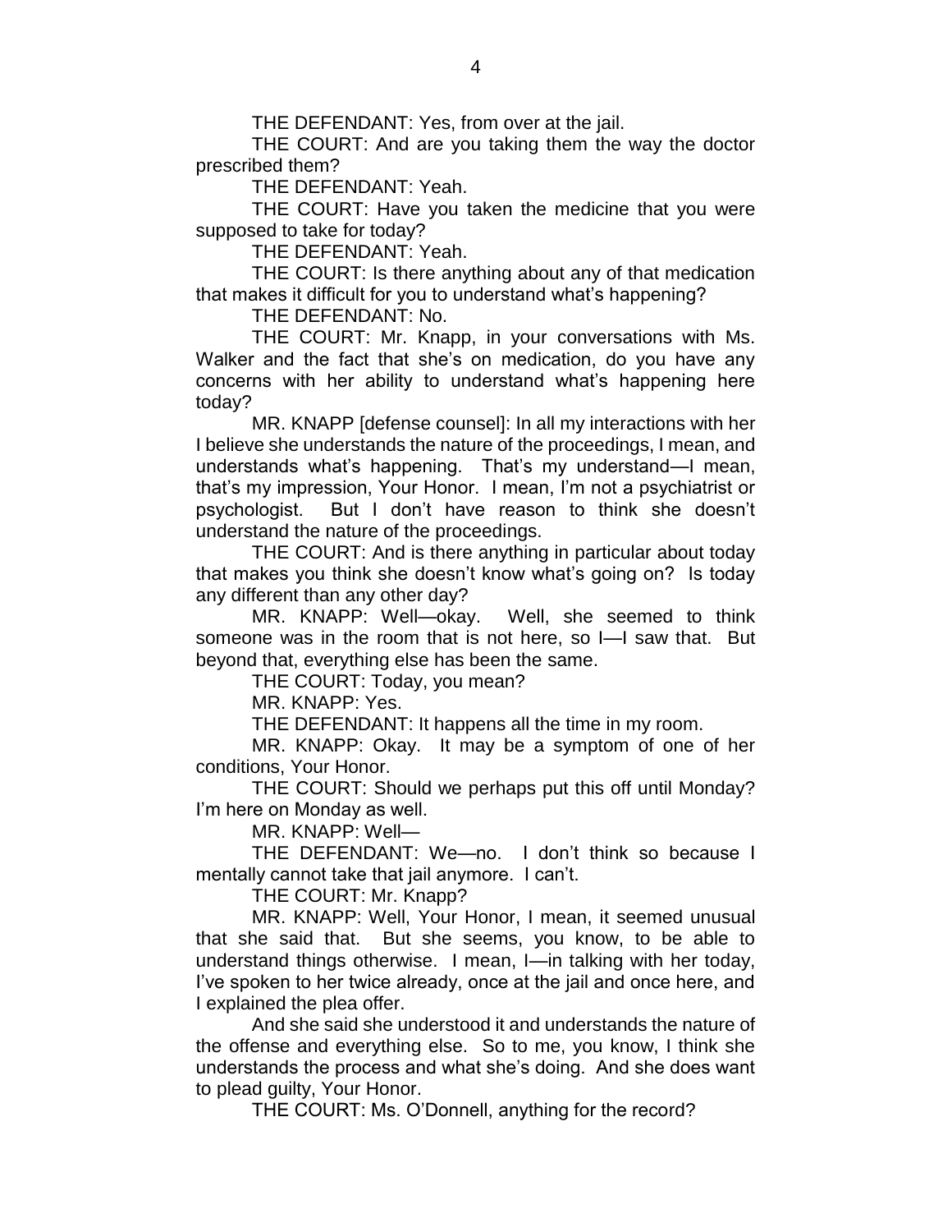THE DEFENDANT: Yes, from over at the jail.

THE COURT: And are you taking them the way the doctor prescribed them?

THE DEFENDANT: Yeah.

THE COURT: Have you taken the medicine that you were supposed to take for today?

THE DEFENDANT: Yeah.

THE COURT: Is there anything about any of that medication that makes it difficult for you to understand what's happening?

THE DEFENDANT: No.

THE COURT: Mr. Knapp, in your conversations with Ms. Walker and the fact that she's on medication, do you have any concerns with her ability to understand what's happening here today?

MR. KNAPP [defense counsel]: In all my interactions with her I believe she understands the nature of the proceedings, I mean, and understands what's happening. That's my understand—I mean, that's my impression, Your Honor. I mean, I'm not a psychiatrist or psychologist. But I don't have reason to think she doesn't understand the nature of the proceedings.

THE COURT: And is there anything in particular about today that makes you think she doesn't know what's going on? Is today any different than any other day?

MR. KNAPP: Well—okay. Well, she seemed to think someone was in the room that is not here, so I—I saw that. But beyond that, everything else has been the same.

THE COURT: Today, you mean?

MR. KNAPP: Yes.

THE DEFENDANT: It happens all the time in my room.

MR. KNAPP: Okay. It may be a symptom of one of her conditions, Your Honor.

THE COURT: Should we perhaps put this off until Monday? I'm here on Monday as well.

MR. KNAPP: Well—

THE DEFENDANT: We—no. I don't think so because I mentally cannot take that jail anymore. I can't.

THE COURT: Mr. Knapp?

MR. KNAPP: Well, Your Honor, I mean, it seemed unusual that she said that. But she seems, you know, to be able to understand things otherwise. I mean, I—in talking with her today, I've spoken to her twice already, once at the jail and once here, and I explained the plea offer.

And she said she understood it and understands the nature of the offense and everything else. So to me, you know, I think she understands the process and what she's doing. And she does want to plead guilty, Your Honor.

THE COURT: Ms. O'Donnell, anything for the record?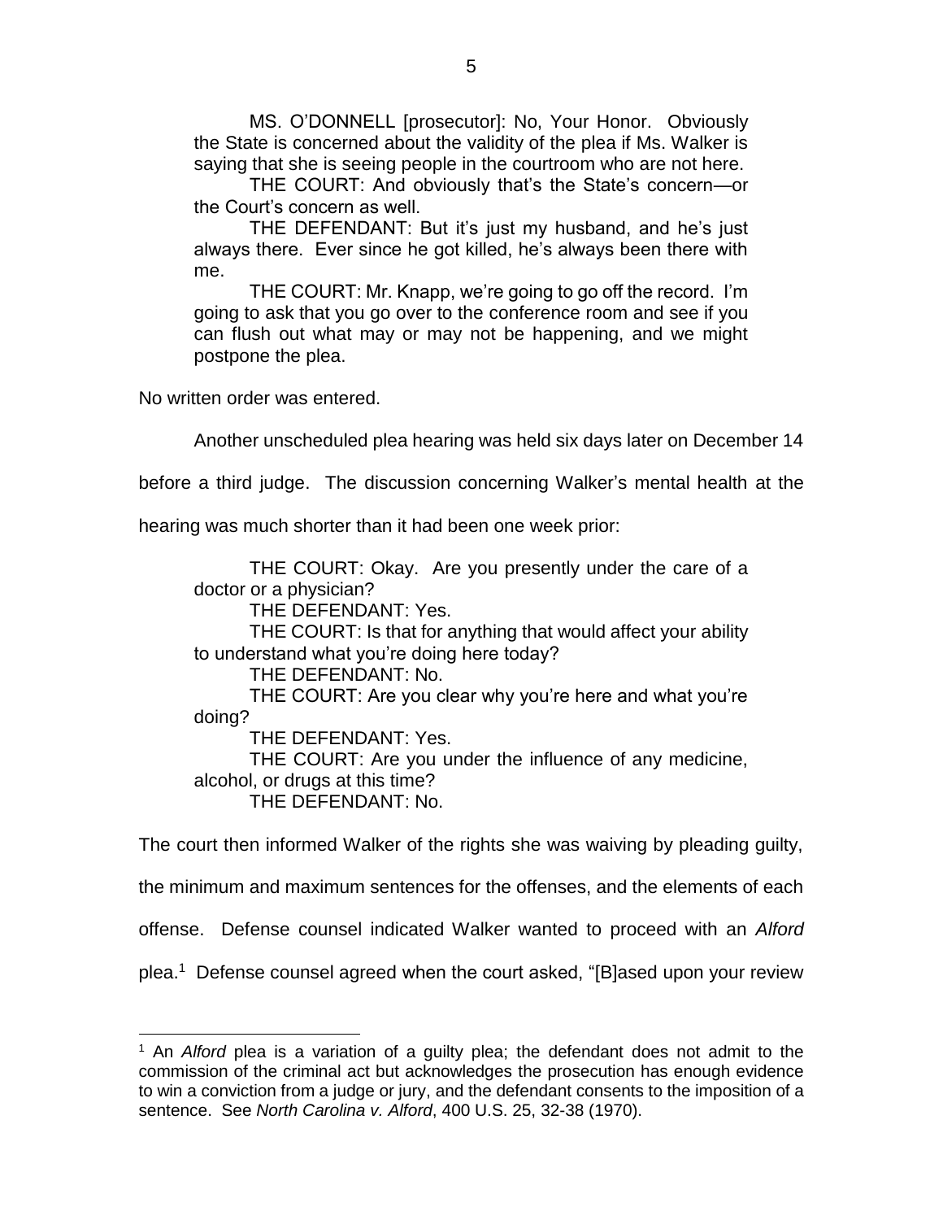MS. O'DONNELL [prosecutor]: No, Your Honor. Obviously the State is concerned about the validity of the plea if Ms. Walker is saying that she is seeing people in the courtroom who are not here.

THE COURT: And obviously that's the State's concern—or the Court's concern as well.

THE DEFENDANT: But it's just my husband, and he's just always there. Ever since he got killed, he's always been there with me.

THE COURT: Mr. Knapp, we're going to go off the record. I'm going to ask that you go over to the conference room and see if you can flush out what may or may not be happening, and we might postpone the plea.

No written order was entered.

Another unscheduled plea hearing was held six days later on December 14 before a third judge. The discussion concerning Walker's mental health at the hearing was much shorter than it had been one week prior:

THE COURT: Okay. Are you presently under the care of a doctor or a physician?

THE DEFENDANT: Yes.

THE COURT: Is that for anything that would affect your ability to understand what you're doing here today?

THE DEFENDANT: No.

THE COURT: Are you clear why you're here and what you're doing?

THE DEFENDANT: Yes.

THE COURT: Are you under the influence of any medicine, alcohol, or drugs at this time?

THE DEFENDANT: No.

The court then informed Walker of the rights she was waiving by pleading guilty, the minimum and maximum sentences for the offenses, and the elements of each offense. Defense counsel indicated Walker wanted to proceed with an *Alford* plea.[1] Defense counsel agreed when the court asked, "[B]ased upon your review

---

[1] An *Alford* plea is a variation of a guilty plea; the defendant does not admit to the commission of the criminal act but acknowledges the prosecution has enough evidence to win a conviction from a judge or jury, and the defendant consents to the imposition of a sentence. See *North Carolina v. Alford*, 400 U.S. 25, 32-38 (1970).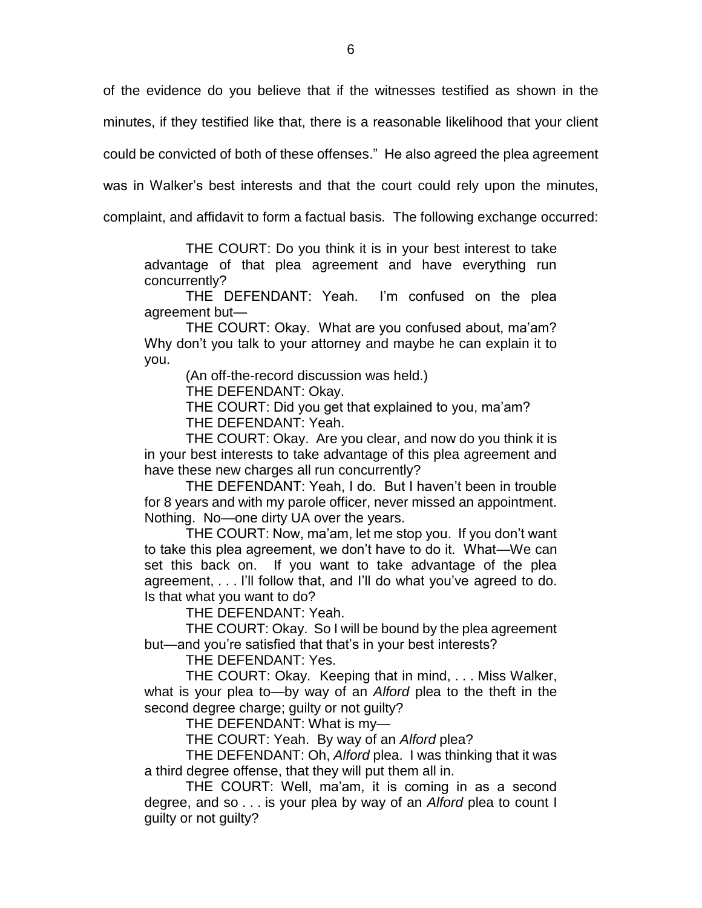of the evidence do you believe that if the witnesses testified as shown in the minutes, if they testified like that, there is a reasonable likelihood that your client could be convicted of both of these offenses." He also agreed the plea agreement was in Walker's best interests and that the court could rely upon the minutes, complaint, and affidavit to form a factual basis. The following exchange occurred:

> THE COURT: Do you think it is in your best interest to take advantage of that plea agreement and have everything run concurrently?
>
> THE DEFENDANT: Yeah. I'm confused on the plea agreement but—
>
> THE COURT: Okay. What are you confused about, ma'am? Why don't you talk to your attorney and maybe he can explain it to you.
>
> (An off-the-record discussion was held.)
>
> THE DEFENDANT: Okay.
>
> THE COURT: Did you get that explained to you, ma'am?
>
> THE DEFENDANT: Yeah.
>
> THE COURT: Okay. Are you clear, and now do you think it is in your best interests to take advantage of this plea agreement and have these new charges all run concurrently?
>
> THE DEFENDANT: Yeah, I do. But I haven't been in trouble for 8 years and with my parole officer, never missed an appointment. Nothing. No—one dirty UA over the years.
>
> THE COURT: Now, ma'am, let me stop you. If you don't want to take this plea agreement, we don't have to do it. What—We can set this back on. If you want to take advantage of the plea agreement, . . . I'll follow that, and I'll do what you've agreed to do. Is that what you want to do?
>
> THE DEFENDANT: Yeah.
>
> THE COURT: Okay. So I will be bound by the plea agreement but—and you're satisfied that that's in your best interests?
>
> THE DEFENDANT: Yes.
>
> THE COURT: Okay. Keeping that in mind, . . . Miss Walker, what is your plea to—by way of an *Alford* plea to the theft in the second degree charge; guilty or not guilty?
>
> THE DEFENDANT: What is my—
>
> THE COURT: Yeah. By way of an *Alford* plea?
>
> THE DEFENDANT: Oh, *Alford* plea. I was thinking that it was a third degree offense, that they will put them all in.
>
> THE COURT: Well, ma'am, it is coming in as a second degree, and so . . . is your plea by way of an *Alford* plea to count I guilty or not guilty?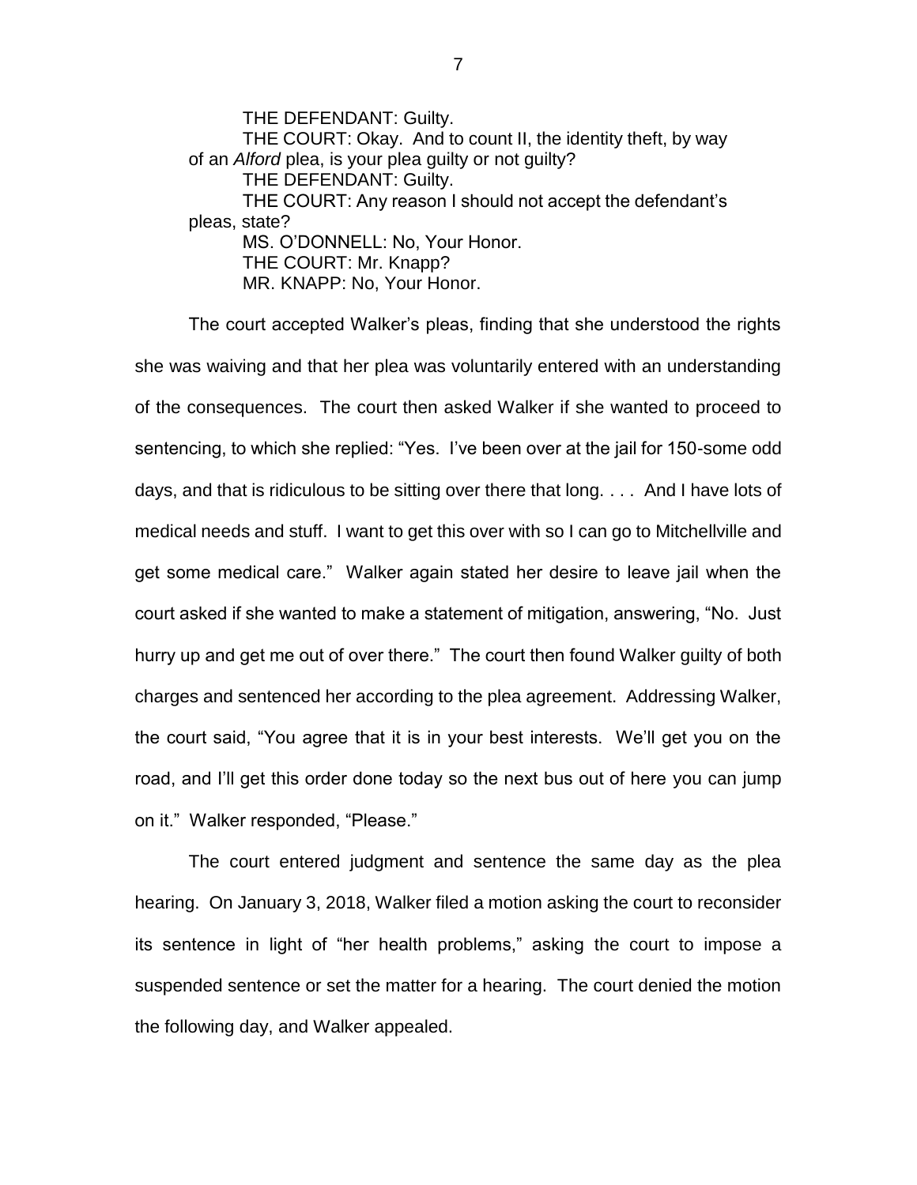THE DEFENDANT: Guilty.

THE COURT: Okay. And to count II, the identity theft, by way of an *Alford* plea, is your plea guilty or not guilty?

THE DEFENDANT: Guilty.

THE COURT: Any reason I should not accept the defendant's pleas, state?

MS. O'DONNELL: No, Your Honor.

THE COURT: Mr. Knapp?

MR. KNAPP: No, Your Honor.

The court accepted Walker's pleas, finding that she understood the rights she was waiving and that her plea was voluntarily entered with an understanding of the consequences. The court then asked Walker if she wanted to proceed to sentencing, to which she replied: "Yes. I've been over at the jail for 150-some odd days, and that is ridiculous to be sitting over there that long. . . . And I have lots of medical needs and stuff. I want to get this over with so I can go to Mitchellville and get some medical care." Walker again stated her desire to leave jail when the court asked if she wanted to make a statement of mitigation, answering, "No. Just hurry up and get me out of over there." The court then found Walker guilty of both charges and sentenced her according to the plea agreement. Addressing Walker, the court said, "You agree that it is in your best interests. We'll get you on the road, and I'll get this order done today so the next bus out of here you can jump on it." Walker responded, "Please."

The court entered judgment and sentence the same day as the plea hearing. On January 3, 2018, Walker filed a motion asking the court to reconsider its sentence in light of "her health problems," asking the court to impose a suspended sentence or set the matter for a hearing. The court denied the motion the following day, and Walker appealed.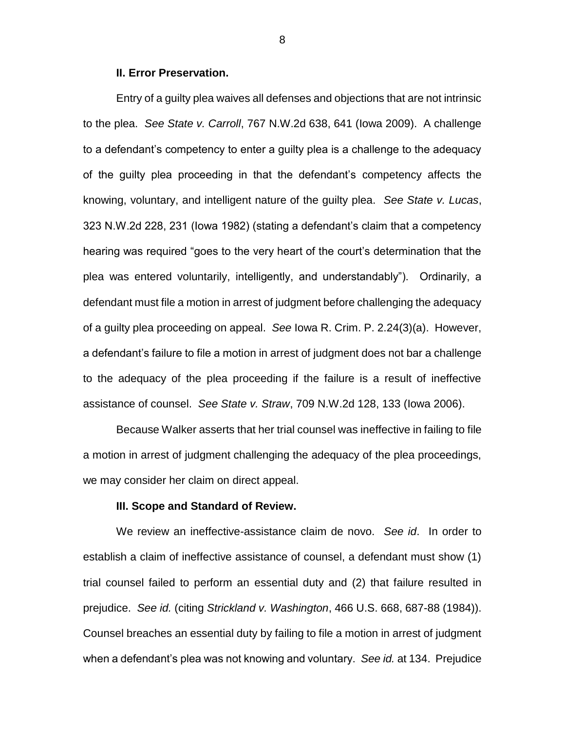### II. Error Preservation.

Entry of a guilty plea waives all defenses and objections that are not intrinsic to the plea. *See State v. Carroll*, 767 N.W.2d 638, 641 (Iowa 2009). A challenge to a defendant's competency to enter a guilty plea is a challenge to the adequacy of the guilty plea proceeding in that the defendant's competency affects the knowing, voluntary, and intelligent nature of the guilty plea. *See State v. Lucas*, 323 N.W.2d 228, 231 (Iowa 1982) (stating a defendant's claim that a competency hearing was required "goes to the very heart of the court's determination that the plea was entered voluntarily, intelligently, and understandably"). Ordinarily, a defendant must file a motion in arrest of judgment before challenging the adequacy of a guilty plea proceeding on appeal. *See* Iowa R. Crim. P. 2.24(3)(a). However, a defendant's failure to file a motion in arrest of judgment does not bar a challenge to the adequacy of the plea proceeding if the failure is a result of ineffective assistance of counsel. *See State v. Straw*, 709 N.W.2d 128, 133 (Iowa 2006).

Because Walker asserts that her trial counsel was ineffective in failing to file a motion in arrest of judgment challenging the adequacy of the plea proceedings, we may consider her claim on direct appeal.

### III. Scope and Standard of Review.

We review an ineffective-assistance claim de novo. *See id*. In order to establish a claim of ineffective assistance of counsel, a defendant must show (1) trial counsel failed to perform an essential duty and (2) that failure resulted in prejudice. *See id.* (citing *Strickland v. Washington*, 466 U.S. 668, 687-88 (1984)). Counsel breaches an essential duty by failing to file a motion in arrest of judgment when a defendant's plea was not knowing and voluntary. *See id.* at 134. Prejudice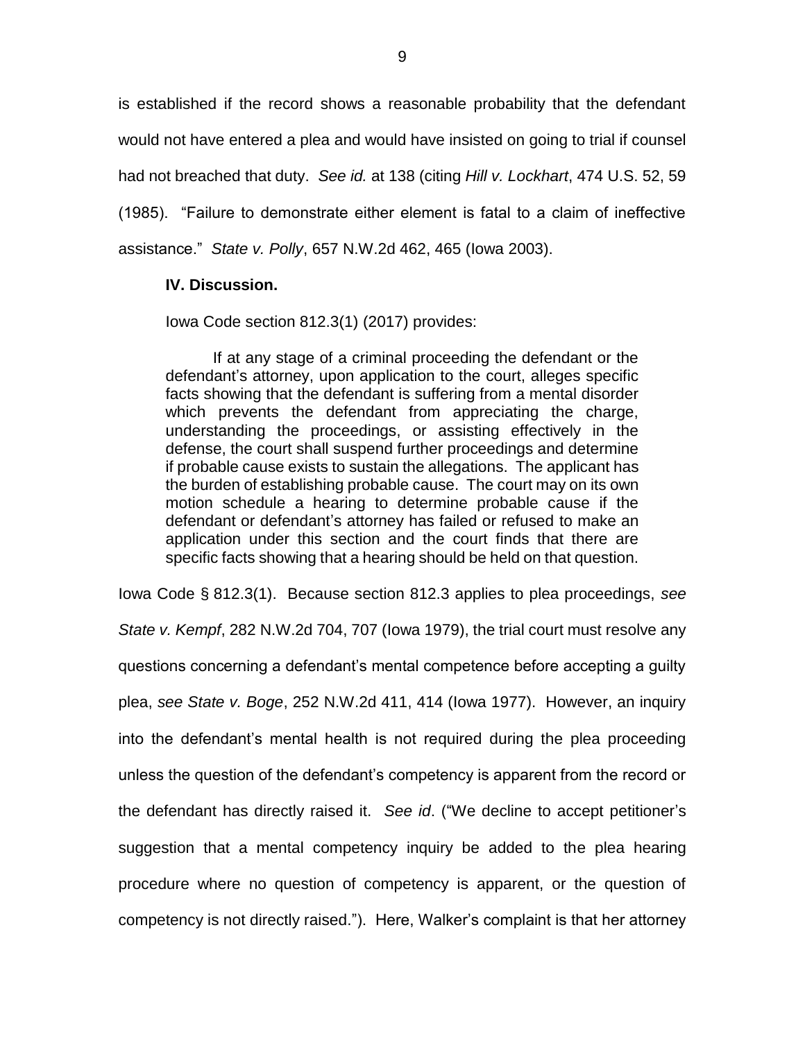is established if the record shows a reasonable probability that the defendant would not have entered a plea and would have insisted on going to trial if counsel had not breached that duty. *See id.* at 138 (citing *Hill v. Lockhart*, 474 U.S. 52, 59 (1985). "Failure to demonstrate either element is fatal to a claim of ineffective assistance." *State v. Polly*, 657 N.W.2d 462, 465 (Iowa 2003).

**IV. Discussion.**

Iowa Code section 812.3(1) (2017) provides:

> If at any stage of a criminal proceeding the defendant or the defendant's attorney, upon application to the court, alleges specific facts showing that the defendant is suffering from a mental disorder which prevents the defendant from appreciating the charge, understanding the proceedings, or assisting effectively in the defense, the court shall suspend further proceedings and determine if probable cause exists to sustain the allegations. The applicant has the burden of establishing probable cause. The court may on its own motion schedule a hearing to determine probable cause if the defendant or defendant's attorney has failed or refused to make an application under this section and the court finds that there are specific facts showing that a hearing should be held on that question.

Iowa Code § 812.3(1). Because section 812.3 applies to plea proceedings, *see State v. Kempf*, 282 N.W.2d 704, 707 (Iowa 1979), the trial court must resolve any questions concerning a defendant's mental competence before accepting a guilty plea, *see State v. Boge*, 252 N.W.2d 411, 414 (Iowa 1977). However, an inquiry into the defendant's mental health is not required during the plea proceeding unless the question of the defendant's competency is apparent from the record or the defendant has directly raised it. *See id*. ("We decline to accept petitioner's suggestion that a mental competency inquiry be added to the plea hearing procedure where no question of competency is apparent, or the question of competency is not directly raised."). Here, Walker's complaint is that her attorney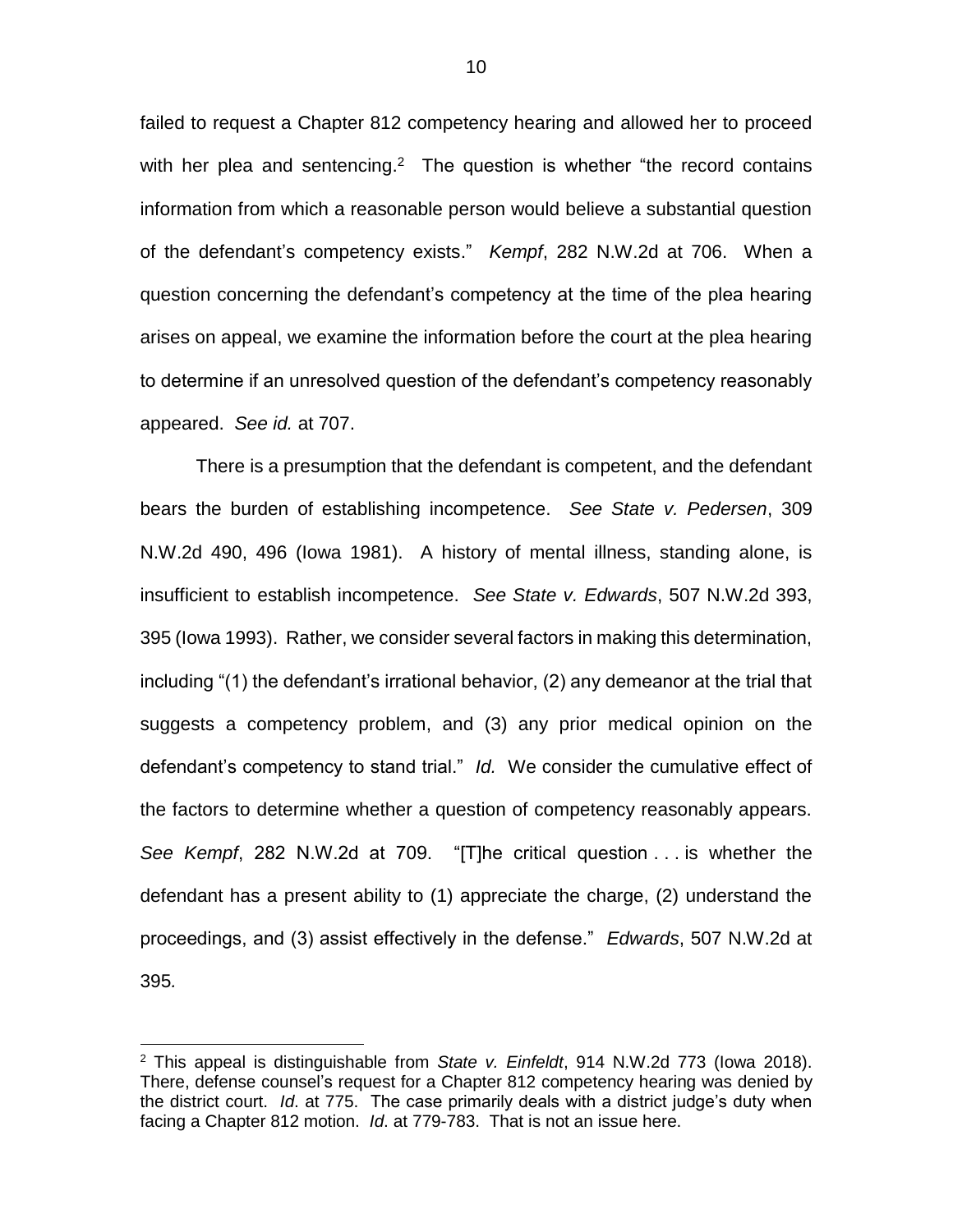failed to request a Chapter 812 competency hearing and allowed her to proceed with her plea and sentencing.[2] The question is whether "the record contains information from which a reasonable person would believe a substantial question of the defendant's competency exists." *Kempf*, 282 N.W.2d at 706. When a question concerning the defendant's competency at the time of the plea hearing arises on appeal, we examine the information before the court at the plea hearing to determine if an unresolved question of the defendant's competency reasonably appeared. *See id.* at 707.

There is a presumption that the defendant is competent, and the defendant bears the burden of establishing incompetence. *See State v. Pedersen*, 309 N.W.2d 490, 496 (Iowa 1981). A history of mental illness, standing alone, is insufficient to establish incompetence. *See State v. Edwards*, 507 N.W.2d 393, 395 (Iowa 1993). Rather, we consider several factors in making this determination, including "(1) the defendant's irrational behavior, (2) any demeanor at the trial that suggests a competency problem, and (3) any prior medical opinion on the defendant's competency to stand trial." *Id.* We consider the cumulative effect of the factors to determine whether a question of competency reasonably appears. *See Kempf*, 282 N.W.2d at 709. "[T]he critical question . . . is whether the defendant has a present ability to (1) appreciate the charge, (2) understand the proceedings, and (3) assist effectively in the defense." *Edwards*, 507 N.W.2d at 395*.*

---

[2] This appeal is distinguishable from *State v. Einfeldt*, 914 N.W.2d 773 (Iowa 2018). There, defense counsel's request for a Chapter 812 competency hearing was denied by the district court. *Id*. at 775. The case primarily deals with a district judge's duty when facing a Chapter 812 motion. *Id*. at 779-783. That is not an issue here.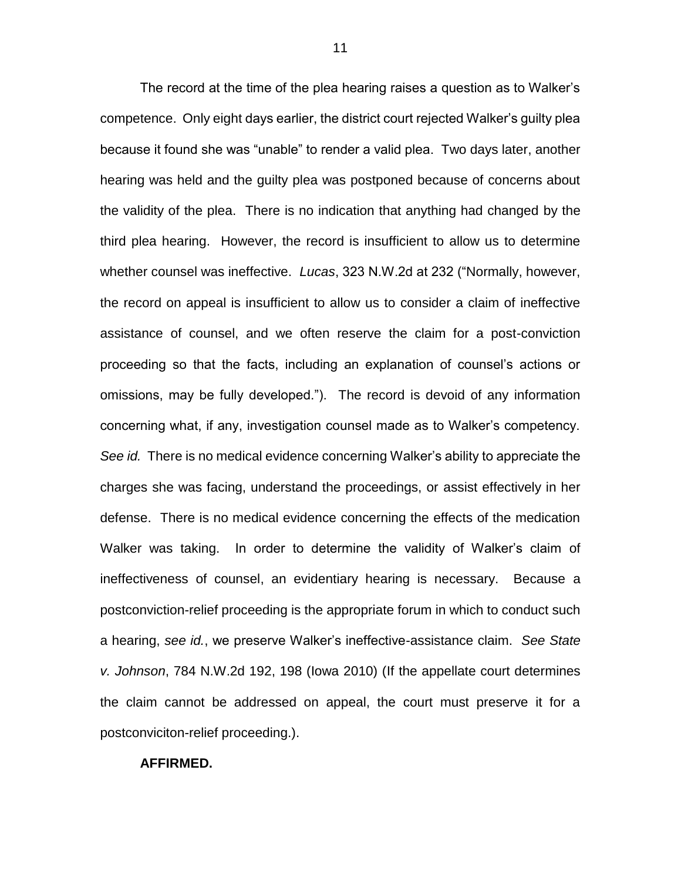The record at the time of the plea hearing raises a question as to Walker's competence. Only eight days earlier, the district court rejected Walker's guilty plea because it found she was "unable" to render a valid plea. Two days later, another hearing was held and the guilty plea was postponed because of concerns about the validity of the plea. There is no indication that anything had changed by the third plea hearing. However, the record is insufficient to allow us to determine whether counsel was ineffective. *Lucas*, 323 N.W.2d at 232 ("Normally, however, the record on appeal is insufficient to allow us to consider a claim of ineffective assistance of counsel, and we often reserve the claim for a post-conviction proceeding so that the facts, including an explanation of counsel's actions or omissions, may be fully developed."). The record is devoid of any information concerning what, if any, investigation counsel made as to Walker's competency. *See id.* There is no medical evidence concerning Walker's ability to appreciate the charges she was facing, understand the proceedings, or assist effectively in her defense. There is no medical evidence concerning the effects of the medication Walker was taking. In order to determine the validity of Walker's claim of ineffectiveness of counsel, an evidentiary hearing is necessary. Because a postconviction-relief proceeding is the appropriate forum in which to conduct such a hearing, *see id.*, we preserve Walker's ineffective-assistance claim. *See State v. Johnson*, 784 N.W.2d 192, 198 (Iowa 2010) (If the appellate court determines the claim cannot be addressed on appeal, the court must preserve it for a postconviciton-relief proceeding.).

**AFFIRMED.**